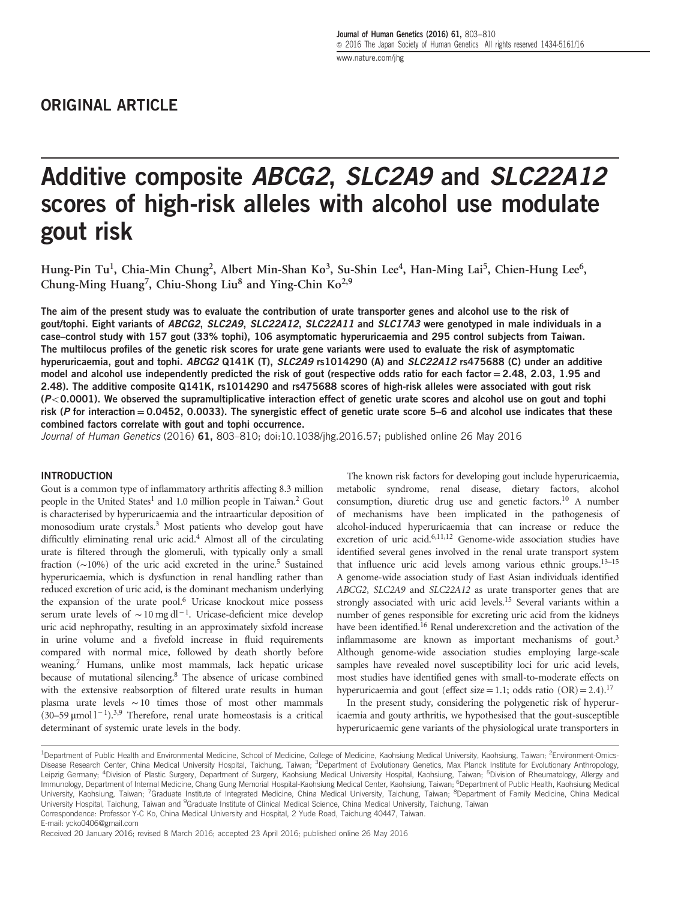ORIGINAL ARTICLE

# Additive composite *ABCG2*, *SLC2A9* and *SLC22A12* scores of high-risk alleles with alcohol use modulate gout risk

Hung-Pin Tu[1], Chia-Min Chung[2], Albert Min-Shan Ko[3], Su-Shin Lee[4], Han-Ming Lai[5], Chien-Hung Lee[6], Chung-Ming Huang[7], Chiu-Shong Liu[8] and Ying-Chin Ko[2,9]

**The aim of the present study was to evaluate the contribution of urate transporter genes and alcohol use to the risk of gout/tophi. Eight variants of *ABCG2*, *SLC2A9*, *SLC22A12*, *SLC22A11* and *SLC17A3* were genotyped in male individuals in a case–control study with 157 gout (33% tophi), 106 asymptomatic hyperuricaemia and 295 control subjects from Taiwan. The multilocus profiles of the genetic risk scores for urate gene variants were used to evaluate the risk of asymptomatic hyperuricaemia, gout and tophi. *ABCG2* Q141K (T), *SLC2A9* rs1014290 (A) and *SLC22A12* rs475688 (C) under an additive model and alcohol use independently predicted the risk of gout (respective odds ratio for each factor = 2.48, 2.03, 1.95 and 2.48). The additive composite Q141K, rs1014290 and rs475688 scores of high-risk alleles were associated with gout risk ($P<0.0001$). We observed the supramultiplicative interaction effect of genetic urate scores and alcohol use on gout and tophi risk ($P$ for interaction = 0.0452, 0.0033). The synergistic effect of genetic urate score 5–6 and alcohol use indicates that these combined factors correlate with gout and tophi occurrence.**

*Journal of Human Genetics* (2016) **61**, 803–810; doi:10.1038/jhg.2016.57; published online 26 May 2016

## INTRODUCTION

Gout is a common type of inflammatory arthritis affecting 8.3 million people in the United States[1] and 1.0 million people in Taiwan.[2] Gout is characterised by hyperuricaemia and the intraarticular deposition of monosodium urate crystals.[3] Most patients who develop gout have difficultly eliminating renal uric acid.[4] Almost all of the circulating urate is filtered through the glomeruli, with typically only a small fraction (~10%) of the uric acid excreted in the urine.[5] Sustained hyperuricaemia, which is dysfunction in renal handling rather than reduced excretion of uric acid, is the dominant mechanism underlying the expansion of the urate pool.[6] Uricase knockout mice possess serum urate levels of ~10 mg dl$^{-1}$. Uricase-deficient mice develop uric acid nephropathy, resulting in an approximately sixfold increase in urine volume and a fivefold increase in fluid requirements compared with normal mice, followed by death shortly before weaning.[7] Humans, unlike most mammals, lack hepatic uricase because of mutational silencing.[8] The absence of uricase combined with the extensive reabsorption of filtered urate results in human plasma urate levels ~10 times those of most other mammals (30–59 μmol l$^{-1}$).[3,9] Therefore, renal urate homeostasis is a critical determinant of systemic urate levels in the body.

The known risk factors for developing gout include hyperuricaemia, metabolic syndrome, renal disease, dietary factors, alcohol consumption, diuretic drug use and genetic factors.[10] A number of mechanisms have been implicated in the pathogenesis of alcohol-induced hyperuricaemia that can increase or reduce the excretion of uric acid.[6,11,12] Genome-wide association studies have identified several genes involved in the renal urate transport system that influence uric acid levels among various ethnic groups.[13–15] A genome-wide association study of East Asian individuals identified *ABCG2*, *SLC2A9* and *SLC22A12* as urate transporter genes that are strongly associated with uric acid levels.[15] Several variants within a number of genes responsible for excreting uric acid from the kidneys have been identified.[16] Renal underexcretion and the activation of the inflammasome are known as important mechanisms of gout.[3] Although genome-wide association studies employing large-scale samples have revealed novel susceptibility loci for uric acid levels, most studies have identified genes with small-to-moderate effects on hyperuricaemia and gout (effect size = 1.1; odds ratio (OR) = 2.4).[17]

In the present study, considering the polygenetic risk of hyperuricaemia and gouty arthritis, we hypothesised that the gout-susceptible hyperuricaemic gene variants of the physiological urate transporters in

[1]Department of Public Health and Environmental Medicine, School of Medicine, College of Medicine, Kaohsiung Medical University, Kaohsiung, Taiwan; [2]Environment-Omics-Disease Research Center, China Medical University Hospital, Taichung, Taiwan; [3]Department of Evolutionary Genetics, Max Planck Institute for Evolutionary Anthropology, Leipzig Germany; [4]Division of Plastic Surgery, Department of Surgery, Kaohsiung Medical University Hospital, Kaohsiung, Taiwan; [5]Division of Rheumatology, Allergy and Immunology, Department of Internal Medicine, Chang Gung Memorial Hospital-Kaohsiung Medical Center, Kaohsiung, Taiwan; [6]Department of Public Health, Kaohsiung Medical University, Kaohsiung, Taiwan; [7]Graduate Institute of Integrated Medicine, China Medical University, Taichung, Taiwan; [8]Department of Family Medicine, China Medical University Hospital, Taichung, Taiwan and [9]Graduate Institute of Clinical Medical Science, China Medical University, Taichung, Taiwan

Correspondence: Professor Y-C Ko, China Medical University and Hospital, 2 Yude Road, Taichung 40447, Taiwan.

E-mail: ycko0406@gmail.com

Received 20 January 2016; revised 8 March 2016; accepted 23 April 2016; published online 26 May 2016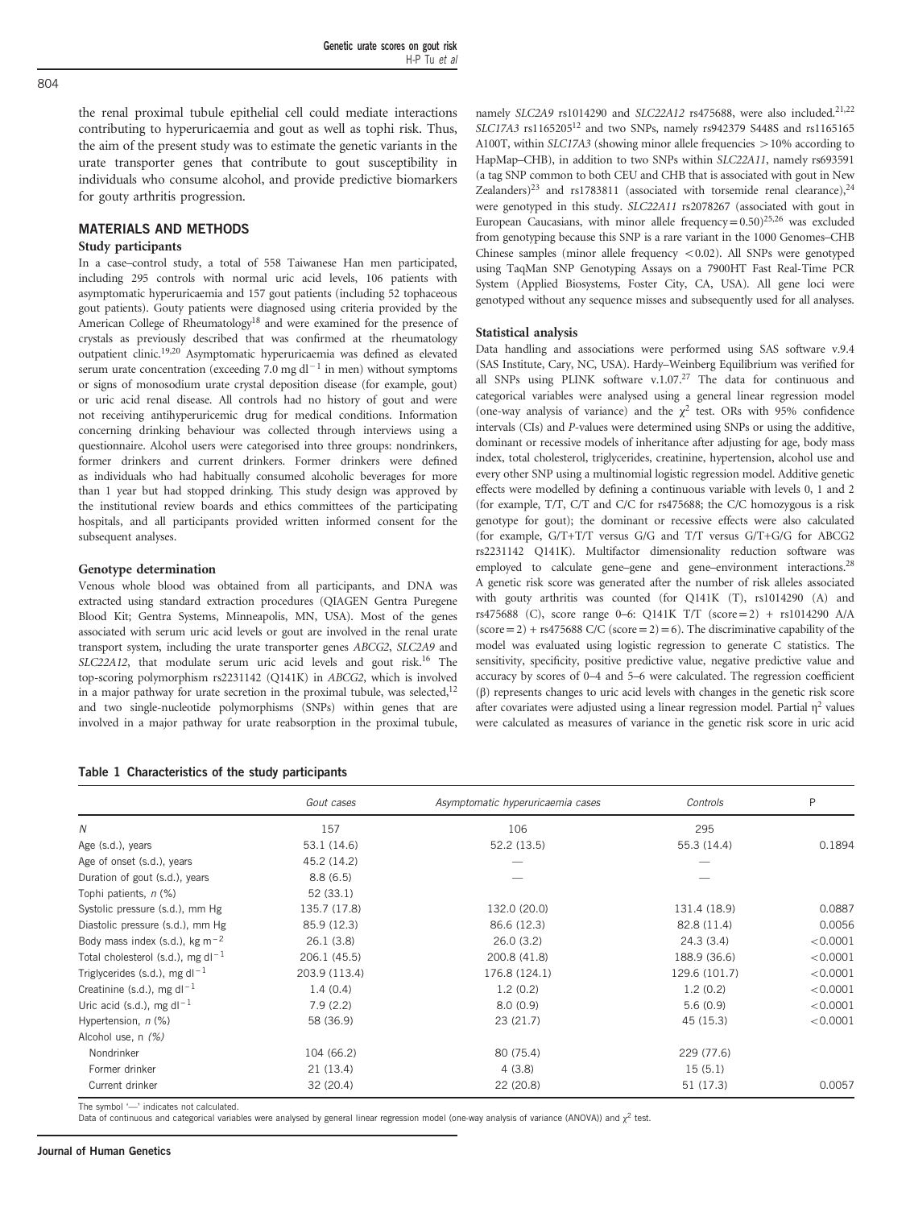the renal proximal tubule epithelial cell could mediate interactions contributing to hyperuricaemia and gout as well as tophi risk. Thus, the aim of the present study was to estimate the genetic variants in the urate transporter genes that contribute to gout susceptibility in individuals who consume alcohol, and provide predictive biomarkers for gouty arthritis progression.

## MATERIALS AND METHODS

### Study participants

In a case–control study, a total of 558 Taiwanese Han men participated, including 295 controls with normal uric acid levels, 106 patients with asymptomatic hyperuricaemia and 157 gout patients (including 52 tophaceous gout patients). Gouty patients were diagnosed using criteria provided by the American College of Rheumatology[18] and were examined for the presence of crystals as previously described that was confirmed at the rheumatology outpatient clinic.[19,20] Asymptomatic hyperuricaemia was defined as elevated serum urate concentration (exceeding 7.0 mg dl$^{-1}$ in men) without symptoms or signs of monosodium urate crystal deposition disease (for example, gout) or uric acid renal disease. All controls had no history of gout and were not receiving antihyperuricemic drug for medical conditions. Information concerning drinking behaviour was collected through interviews using a questionnaire. Alcohol users were categorised into three groups: nondrinkers, former drinkers and current drinkers. Former drinkers were defined as individuals who had habitually consumed alcoholic beverages for more than 1 year but had stopped drinking. This study design was approved by the institutional review boards and ethics committees of the participating hospitals, and all participants provided written informed consent for the subsequent analyses.

### Genotype determination

Venous whole blood was obtained from all participants, and DNA was extracted using standard extraction procedures (QIAGEN Gentra Puregene Blood Kit; Gentra Systems, Minneapolis, MN, USA). Most of the genes associated with serum uric acid levels or gout are involved in the renal urate transport system, including the urate transporter genes *ABCG2*, *SLC2A9* and *SLC22A12*, that modulate serum uric acid levels and gout risk.[16] The top-scoring polymorphism rs2231142 (Q141K) in *ABCG2*, which is involved in a major pathway for urate secretion in the proximal tubule, was selected,[12] and two single-nucleotide polymorphisms (SNPs) within genes that are involved in a major pathway for urate reabsorption in the proximal tubule, namely *SLC2A9* rs1014290 and *SLC22A12* rs475688, were also included.[21,22] *SLC17A3* rs1165205[12] and two SNPs, namely rs942379 S448S and rs1165165 A100T, within *SLC17A3* (showing minor allele frequencies >10% according to HapMap–CHB), in addition to two SNPs within *SLC22A11*, namely rs693591 (a tag SNP common to both CEU and CHB that is associated with gout in New Zealanders)[23] and rs1783811 (associated with torsemide renal clearance),[24] were genotyped in this study. *SLC22A11* rs2078267 (associated with gout in European Caucasians, with minor allele frequency = 0.50)[25,26] was excluded from genotyping because this SNP is a rare variant in the 1000 Genomes–CHB Chinese samples (minor allele frequency <0.02). All SNPs were genotyped using TaqMan SNP Genotyping Assays on a 7900HT Fast Real-Time PCR System (Applied Biosystems, Foster City, CA, USA). All gene loci were genotyped without any sequence misses and subsequently used for all analyses.

### Statistical analysis

Data handling and associations were performed using SAS software v.9.4 (SAS Institute, Cary, NC, USA). Hardy–Weinberg Equilibrium was verified for all SNPs using PLINK software v.1.07.[27] The data for continuous and categorical variables were analysed using a general linear regression model (one-way analysis of variance) and the $\chi^2$ test. ORs with 95% confidence intervals (CIs) and *P*-values were determined using SNPs or using the additive, dominant or recessive models of inheritance after adjusting for age, body mass index, total cholesterol, triglycerides, creatinine, hypertension, alcohol use and every other SNP using a multinomial logistic regression model. Additive genetic effects were modelled by defining a continuous variable with levels 0, 1 and 2 (for example, T/T, C/T and C/C for rs475688; the C/C homozygous is a risk genotype for gout); the dominant or recessive effects were also calculated (for example, G/T+T/T versus G/G and T/T versus G/T+G/G for ABCG2 rs2231142 Q141K). Multifactor dimensionality reduction software was employed to calculate gene–gene and gene–environment interactions.[28] A genetic risk score was generated after the number of risk alleles associated with gouty arthritis was counted (for Q141K (T), rs1014290 (A) and rs475688 (C), score range 0–6: Q141K T/T (score = 2) + rs1014290 A/A (score = 2) + rs475688 C/C (score = 2) = 6). The discriminative capability of the model was evaluated using logistic regression to generate C statistics. The sensitivity, specificity, positive predictive value, negative predictive value and accuracy by scores of 0–4 and 5–6 were calculated. The regression coefficient (β) represents changes to uric acid levels with changes in the genetic risk score after covariates were adjusted using a linear regression model. Partial $\eta^2$ values were calculated as measures of variance in the genetic risk score in uric acid

**Table 1 Characteristics of the study participants**

| | *Gout cases* | *Asymptomatic hyperuricaemia cases* | *Controls* | P |
|---|---|---|---|---|
| *N* | 157 | 106 | 295 | |
| Age (s.d.), years | 53.1 (14.6) | 52.2 (13.5) | 55.3 (14.4) | 0.1894 |
| Age of onset (s.d.), years | 45.2 (14.2) | — | — | |
| Duration of gout (s.d.), years | 8.8 (6.5) | — | — | |
| Tophi patients, *n* (%) | 52 (33.1) | | | |
| Systolic pressure (s.d.), mm Hg | 135.7 (17.8) | 132.0 (20.0) | 131.4 (18.9) | 0.0887 |
| Diastolic pressure (s.d.), mm Hg | 85.9 (12.3) | 86.6 (12.3) | 82.8 (11.4) | 0.0056 |
| Body mass index (s.d.), kg m$^{-2}$ | 26.1 (3.8) | 26.0 (3.2) | 24.3 (3.4) | <0.0001 |
| Total cholesterol (s.d.), mg dl$^{-1}$ | 206.1 (45.5) | 200.8 (41.8) | 188.9 (36.6) | <0.0001 |
| Triglycerides (s.d.), mg dl$^{-1}$ | 203.9 (113.4) | 176.8 (124.1) | 129.6 (101.7) | <0.0001 |
| Creatinine (s.d.), mg dl$^{-1}$ | 1.4 (0.4) | 1.2 (0.2) | 1.2 (0.2) | <0.0001 |
| Uric acid (s.d.), mg dl$^{-1}$ | 7.9 (2.2) | 8.0 (0.9) | 5.6 (0.9) | <0.0001 |
| Hypertension, *n* (%) | 58 (36.9) | 23 (21.7) | 45 (15.3) | <0.0001 |
| Alcohol use, n *(%)* | | | | |
| Nondrinker | 104 (66.2) | 80 (75.4) | 229 (77.6) | |
| Former drinker | 21 (13.4) | 4 (3.8) | 15 (5.1) | |
| Current drinker | 32 (20.4) | 22 (20.8) | 51 (17.3) | 0.0057 |

The symbol '—' indicates not calculated.
Data of continuous and categorical variables were analysed by general linear regression model (one-way analysis of variance (ANOVA)) and $\chi^2$ test.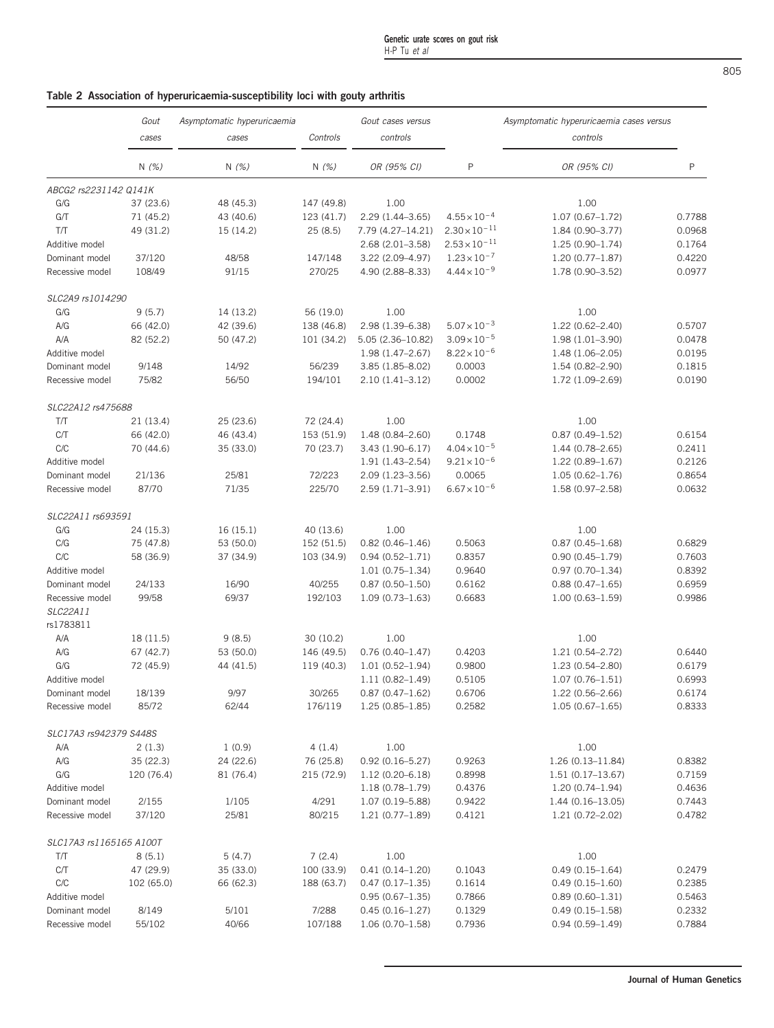**Table 2 Association of hyperuricaemia-susceptibility loci with gouty arthritis**

| | Gout cases | Asymptomatic hyperuricaemia cases | Controls | Gout cases versus controls | | Asymptomatic hyperuricaemia cases versus controls | |
|---|---|---|---|---|---|---|---|
| | N (%) | N (%) | N (%) | OR (95% CI) | P | OR (95% CI) | P |
| *ABCG2 rs2231142 Q141K* | | | | | | | |
| G/G | 37 (23.6) | 48 (45.3) | 147 (49.8) | 1.00 | | 1.00 | |
| G/T | 71 (45.2) | 43 (40.6) | 123 (41.7) | 2.29 (1.44–3.65) | $4.55\times10^{-4}$ | 1.07 (0.67–1.72) | 0.7788 |
| T/T | 49 (31.2) | 15 (14.2) | 25 (8.5) | 7.79 (4.27–14.21) | $2.30\times10^{-11}$ | 1.84 (0.90–3.77) | 0.0968 |
| Additive model | | | | 2.68 (2.01–3.58) | $2.53\times10^{-11}$ | 1.25 (0.90–1.74) | 0.1764 |
| Dominant model | 37/120 | 48/58 | 147/148 | 3.22 (2.09–4.97) | $1.23\times10^{-7}$ | 1.20 (0.77–1.87) | 0.4220 |
| Recessive model | 108/49 | 91/15 | 270/25 | 4.90 (2.88–8.33) | $4.44\times10^{-9}$ | 1.78 (0.90–3.52) | 0.0977 |
| *SLC2A9 rs1014290* | | | | | | | |
| G/G | 9 (5.7) | 14 (13.2) | 56 (19.0) | 1.00 | | 1.00 | |
| A/G | 66 (42.0) | 42 (39.6) | 138 (46.8) | 2.98 (1.39–6.38) | $5.07\times10^{-3}$ | 1.22 (0.62–2.40) | 0.5707 |
| A/A | 82 (52.2) | 50 (47.2) | 101 (34.2) | 5.05 (2.36–10.82) | $3.09\times10^{-5}$ | 1.98 (1.01–3.90) | 0.0478 |
| Additive model | | | | 1.98 (1.47–2.67) | $8.22\times10^{-6}$ | 1.48 (1.06–2.05) | 0.0195 |
| Dominant model | 9/148 | 14/92 | 56/239 | 3.85 (1.85–8.02) | 0.0003 | 1.54 (0.82–2.90) | 0.1815 |
| Recessive model | 75/82 | 56/50 | 194/101 | 2.10 (1.41–3.12) | 0.0002 | 1.72 (1.09–2.69) | 0.0190 |
| *SLC22A12 rs475688* | | | | | | | |
| T/T | 21 (13.4) | 25 (23.6) | 72 (24.4) | 1.00 | | 1.00 | |
| C/T | 66 (42.0) | 46 (43.4) | 153 (51.9) | 1.48 (0.84–2.60) | 0.1748 | 0.87 (0.49–1.52) | 0.6154 |
| C/C | 70 (44.6) | 35 (33.0) | 70 (23.7) | 3.43 (1.90–6.17) | $4.04\times10^{-5}$ | 1.44 (0.78–2.65) | 0.2411 |
| Additive model | | | | 1.91 (1.43–2.54) | $9.21\times10^{-6}$ | 1.22 (0.89–1.67) | 0.2126 |
| Dominant model | 21/136 | 25/81 | 72/223 | 2.09 (1.23–3.56) | 0.0065 | 1.05 (0.62–1.76) | 0.8654 |
| Recessive model | 87/70 | 71/35 | 225/70 | 2.59 (1.71–3.91) | $6.67\times10^{-6}$ | 1.58 (0.97–2.58) | 0.0632 |
| *SLC22A11 rs693591* | | | | | | | |
| G/G | 24 (15.3) | 16 (15.1) | 40 (13.6) | 1.00 | | 1.00 | |
| C/G | 75 (47.8) | 53 (50.0) | 152 (51.5) | 0.82 (0.46–1.46) | 0.5063 | 0.87 (0.45–1.68) | 0.6829 |
| C/C | 58 (36.9) | 37 (34.9) | 103 (34.9) | 0.94 (0.52–1.71) | 0.8357 | 0.90 (0.45–1.79) | 0.7603 |
| Additive model | | | | 1.01 (0.75–1.34) | 0.9640 | 0.97 (0.70–1.34) | 0.8392 |
| Dominant model | 24/133 | 16/90 | 40/255 | 0.87 (0.50–1.50) | 0.6162 | 0.88 (0.47–1.65) | 0.6959 |
| Recessive model | 99/58 | 69/37 | 192/103 | 1.09 (0.73–1.63) | 0.6683 | 1.00 (0.63–1.59) | 0.9986 |
| *SLC22A11 rs1783811* | | | | | | | |
| A/A | 18 (11.5) | 9 (8.5) | 30 (10.2) | 1.00 | | 1.00 | |
| A/G | 67 (42.7) | 53 (50.0) | 146 (49.5) | 0.76 (0.40–1.47) | 0.4203 | 1.21 (0.54–2.72) | 0.6440 |
| G/G | 72 (45.9) | 44 (41.5) | 119 (40.3) | 1.01 (0.52–1.94) | 0.9800 | 1.23 (0.54–2.80) | 0.6179 |
| Additive model | | | | 1.11 (0.82–1.49) | 0.5105 | 1.07 (0.76–1.51) | 0.6993 |
| Dominant model | 18/139 | 9/97 | 30/265 | 0.87 (0.47–1.62) | 0.6706 | 1.22 (0.56–2.66) | 0.6174 |
| Recessive model | 85/72 | 62/44 | 176/119 | 1.25 (0.85–1.85) | 0.2582 | 1.05 (0.67–1.65) | 0.8333 |
| *SLC17A3 rs942379 S448S* | | | | | | | |
| A/A | 2 (1.3) | 1 (0.9) | 4 (1.4) | 1.00 | | 1.00 | |
| A/G | 35 (22.3) | 24 (22.6) | 76 (25.8) | 0.92 (0.16–5.27) | 0.9263 | 1.26 (0.13–11.84) | 0.8382 |
| G/G | 120 (76.4) | 81 (76.4) | 215 (72.9) | 1.12 (0.20–6.18) | 0.8998 | 1.51 (0.17–13.67) | 0.7159 |
| Additive model | | | | 1.18 (0.78–1.79) | 0.4376 | 1.20 (0.74–1.94) | 0.4636 |
| Dominant model | 2/155 | 1/105 | 4/291 | 1.07 (0.19–5.88) | 0.9422 | 1.44 (0.16–13.05) | 0.7443 |
| Recessive model | 37/120 | 25/81 | 80/215 | 1.21 (0.77–1.89) | 0.4121 | 1.21 (0.72–2.02) | 0.4782 |
| *SLC17A3 rs1165165 A100T* | | | | | | | |
| T/T | 8 (5.1) | 5 (4.7) | 7 (2.4) | 1.00 | | 1.00 | |
| C/T | 47 (29.9) | 35 (33.0) | 100 (33.9) | 0.41 (0.14–1.20) | 0.1043 | 0.49 (0.15–1.64) | 0.2479 |
| C/C | 102 (65.0) | 66 (62.3) | 188 (63.7) | 0.47 (0.17–1.35) | 0.1614 | 0.49 (0.15–1.60) | 0.2385 |
| Additive model | | | | 0.95 (0.67–1.35) | 0.7866 | 0.89 (0.60–1.31) | 0.5463 |
| Dominant model | 8/149 | 5/101 | 7/288 | 0.45 (0.16–1.27) | 0.1329 | 0.49 (0.15–1.58) | 0.2332 |
| Recessive model | 55/102 | 40/66 | 107/188 | 1.06 (0.70–1.58) | 0.7936 | 0.94 (0.59–1.49) | 0.7884 |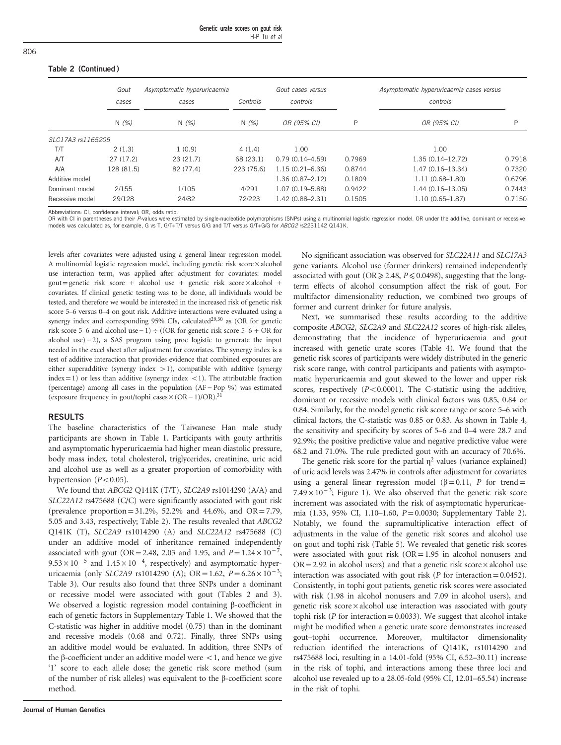**Table 2 (Continued)**

| | Gout cases | Asymptomatic hyperuricaemia cases | Controls | Gout cases versus controls | | Asymptomatic hyperuricaemia cases versus controls | |
|---|---|---|---|---|---|---|---|
| | N (%) | N (%) | N (%) | OR (95% CI) | P | OR (95% CI) | P |
| *SLC17A3 rs1165205* | | | | | | | |
| T/T | 2 (1.3) | 1 (0.9) | 4 (1.4) | 1.00 | | 1.00 | |
| A/T | 27 (17.2) | 23 (21.7) | 68 (23.1) | 0.79 (0.14–4.59) | 0.7969 | 1.35 (0.14–12.72) | 0.7918 |
| A/A | 128 (81.5) | 82 (77.4) | 223 (75.6) | 1.15 (0.21–6.36) | 0.8744 | 1.47 (0.16–13.34) | 0.7320 |
| Additive model | | | | 1.36 (0.87–2.12) | 0.1809 | 1.11 (0.68–1.80) | 0.6796 |
| Dominant model | 2/155 | 1/105 | 4/291 | 1.07 (0.19–5.88) | 0.9422 | 1.44 (0.16–13.05) | 0.7443 |
| Recessive model | 29/128 | 24/82 | 72/223 | 1.42 (0.88–2.31) | 0.1505 | 1.10 (0.65–1.87) | 0.7150 |

Abbreviations: CI, confidence interval; OR, odds ratio.
OR with CI in parentheses and their *P*-values were estimated by single-nucleotide polymorphisms (SNPs) using a multinomial logistic regression model. OR under the additive, dominant or recessive models was calculated as, for example, G vs T, G/T+T/T versus G/G and T/T versus G/T+G/G for *ABCG2* rs2231142 Q141K.

levels after covariates were adjusted using a general linear regression model. A multinomial logistic regression model, including genetic risk score × alcohol use interaction term, was applied after adjustment for covariates: model gout = genetic risk score + alcohol use + genetic risk score × alcohol + covariates. If clinical genetic testing was to be done, all individuals would be tested, and therefore we would be interested in the increased risk of genetic risk score 5–6 versus 0–4 on gout risk. Additive interactions were evaluated using a synergy index and corresponding 95% CIs, calculated[29,30] as (OR for genetic risk score 5–6 and alcohol use − 1) ÷ ((OR for genetic risk score 5–6 + OR for alcohol use) − 2), a SAS program using proc logistic to generate the input needed in the excel sheet after adjustment for covariates. The synergy index is a test of additive interaction that provides evidence that combined exposures are either superadditive (synergy index > 1), compatible with additive (synergy index = 1) or less than additive (synergy index < 1). The attributable fraction (percentage) among all cases in the population (AF − Pop %) was estimated (exposure frequency in gout/tophi cases × (OR − 1)/OR).[31]

## RESULTS

The baseline characteristics of the Taiwanese Han male study participants are shown in Table 1. Participants with gouty arthritis and asymptomatic hyperuricaemia had higher mean diastolic pressure, body mass index, total cholesterol, triglycerides, creatinine, uric acid and alcohol use as well as a greater proportion of comorbidity with hypertension ($P < 0.05$).

We found that *ABCG2* Q141K (T/T), *SLC2A9* rs1014290 (A/A) and *SLC22A12* rs475688 (C/C) were significantly associated with gout risk (prevalence proportion = 31.2%, 52.2% and 44.6%, and OR = 7.79, 5.05 and 3.43, respectively; Table 2). The results revealed that *ABCG2* Q141K (T), *SLC2A9* rs1014290 (A) and *SLC22A12* rs475688 (C) under an additive model of inheritance remained independently associated with gout (OR = 2.48, 2.03 and 1.95, and $P = 1.24 \times 10^{-7}$, $9.53 \times 10^{-5}$ and $1.45 \times 10^{-4}$, respectively) and asymptomatic hyperuricaemia (only *SLC2A9* rs1014290 (A); OR = 1.62, $P = 6.26 \times 10^{-3}$; Table 3). Our results also found that three SNPs under a dominant or recessive model were associated with gout (Tables 2 and 3). We observed a logistic regression model containing β-coefficient in each of genetic factors in Supplementary Table 1. We showed that the C-statistic was higher in additive model (0.75) than in the dominant and recessive models (0.68 and 0.72). Finally, three SNPs using an additive model would be evaluated. In addition, three SNPs of the β-coefficient under an additive model were < 1, and hence we give '1' score to each allele dose; the genetic risk score method (sum of the number of risk alleles) was equivalent to the β-coefficient score method.

No significant association was observed for *SLC22A11* and *SLC17A3* gene variants. Alcohol use (former drinkers) remained independently associated with gout (OR ≥ 2.48, $P \leqslant 0.0498$), suggesting that the long-term effects of alcohol consumption affect the risk of gout. For multifactor dimensionality reduction, we combined two groups of former and current drinker for future analysis.

Next, we summarised these results according to the additive composite *ABCG2*, *SLC2A9* and *SLC22A12* scores of high-risk alleles, demonstrating that the incidence of hyperuricaemia and gout increased with genetic urate scores (Table 4). We found that the genetic risk scores of participants were widely distributed in the generic risk score range, with control participants and patients with asymptomatic hyperuricaemia and gout skewed to the lower and upper risk scores, respectively ($P < 0.0001$). The C-statistic using the additive, dominant or recessive models with clinical factors was 0.85, 0.84 or 0.84. Similarly, for the model genetic risk score range or score 5–6 with clinical factors, the C-statistic was 0.85 or 0.83. As shown in Table 4, the sensitivity and specificity by scores of 5–6 and 0–4 were 28.7 and 92.9%; the positive predictive value and negative predictive value were 68.2 and 71.0%. The rule predicted gout with an accuracy of 70.6%.

The genetic risk score for the partial $\eta^2$ values (variance explained) of uric acid levels was 2.47% in controls after adjustment for covariates using a general linear regression model (β = 0.11, *P* for trend = $7.49 \times 10^{-3}$; Figure 1). We also observed that the genetic risk score increment was associated with the risk of asymptomatic hyperuricaemia (1.33, 95% CI, 1.10–1.60, $P = 0.0030$; Supplementary Table 2). Notably, we found the supramultiplicative interaction effect of adjustments in the value of the genetic risk scores and alcohol use on gout and tophi risk (Table 5). We revealed that genetic risk scores were associated with gout risk (OR = 1.95 in alcohol nonusers and OR = 2.92 in alcohol users) and that a genetic risk score × alcohol use interaction was associated with gout risk (*P* for interaction = 0.0452). Consistently, in tophi gout patients, genetic risk scores were associated with risk (1.98 in alcohol nonusers and 7.09 in alcohol users), and genetic risk score × alcohol use interaction was associated with gouty tophi risk (*P* for interaction = 0.0033). We suggest that alcohol intake might be modified when a genetic urate score demonstrates increased gout–tophi occurrence. Moreover, multifactor dimensionality reduction identified the interactions of Q141K, rs1014290 and rs475688 loci, resulting in a 14.01-fold (95% CI, 6.52–30.11) increase in the risk of tophi, and interactions among these three loci and alcohol use revealed up to a 28.05-fold (95% CI, 12.01–65.54) increase in the risk of tophi.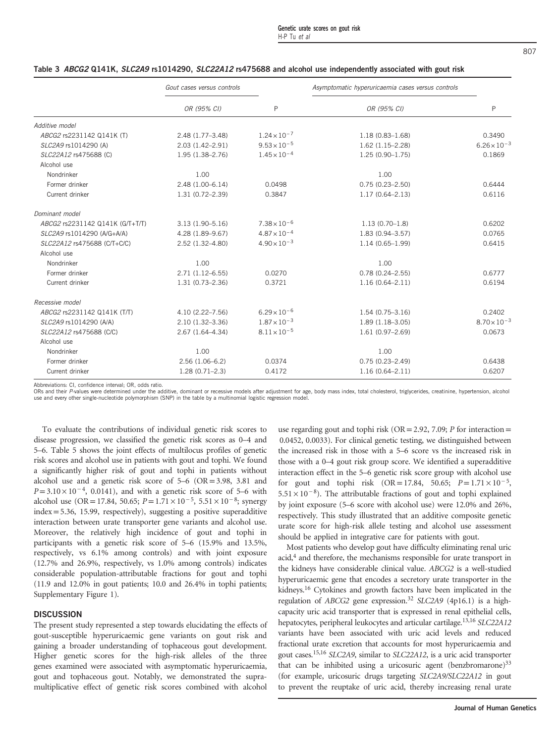**Table 3** *ABCG2* **Q141K,** *SLC2A9* **rs1014290,** *SLC22A12* **rs475688 and alcohol use independently associated with gout risk**

| | *Gout cases versus controls* | | *Asymptomatic hyperuricaemia cases versus controls* | |
|---|---|---|---|---|
| | *OR (95% CI)* | *P* | *OR (95% CI)* | *P* |
| *Additive model* | | | | |
| *ABCG2* rs2231142 Q141K (T) | 2.48 (1.77–3.48) | $1.24\times10^{-7}$ | 1.18 (0.83–1.68) | 0.3490 |
| *SLC2A9* rs1014290 (A) | 2.03 (1.42–2.91) | $9.53\times10^{-5}$ | 1.62 (1.15–2.28) | $6.26\times10^{-3}$ |
| *SLC22A12* rs475688 (C) | 1.95 (1.38–2.76) | $1.45\times10^{-4}$ | 1.25 (0.90–1.75) | 0.1869 |
| Alcohol use | | | | |
| Nondrinker | 1.00 | | 1.00 | |
| Former drinker | 2.48 (1.00–6.14) | 0.0498 | 0.75 (0.23–2.50) | 0.6444 |
| Current drinker | 1.31 (0.72–2.39) | 0.3847 | 1.17 (0.64–2.13) | 0.6116 |
| *Dominant model* | | | | |
| *ABCG2* rs2231142 Q141K (G/T+T/T) | 3.13 (1.90–5.16) | $7.38\times10^{-6}$ | 1.13 (0.70–1.8) | 0.6202 |
| *SLC2A9* rs1014290 (A/G+A/A) | 4.28 (1.89–9.67) | $4.87\times10^{-4}$ | 1.83 (0.94–3.57) | 0.0765 |
| *SLC22A12* rs475688 (C/T+C/C) | 2.52 (1.32–4.80) | $4.90\times10^{-3}$ | 1.14 (0.65–1.99) | 0.6415 |
| Alcohol use | | | | |
| Nondrinker | 1.00 | | 1.00 | |
| Former drinker | 2.71 (1.12–6.55) | 0.0270 | 0.78 (0.24–2.55) | 0.6777 |
| Current drinker | 1.31 (0.73–2.36) | 0.3721 | 1.16 (0.64–2.11) | 0.6194 |
| *Recessive model* | | | | |
| *ABCG2* rs2231142 Q141K (T/T) | 4.10 (2.22–7.56) | $6.29\times10^{-6}$ | 1.54 (0.75–3.16) | 0.2402 |
| *SLC2A9* rs1014290 (A/A) | 2.10 (1.32–3.36) | $1.87\times10^{-3}$ | 1.89 (1.18–3.05) | $8.70\times10^{-3}$ |
| *SLC22A12* rs475688 (C/C) | 2.67 (1.64–4.34) | $8.11\times10^{-5}$ | 1.61 (0.97–2.69) | 0.0673 |
| Alcohol use | | | | |
| Nondrinker | 1.00 | | 1.00 | |
| Former drinker | 2.56 (1.06–6.2) | 0.0374 | 0.75 (0.23–2.49) | 0.6438 |
| Current drinker | 1.28 (0.71–2.3) | 0.4172 | 1.16 (0.64–2.11) | 0.6207 |

Abbreviations: CI, confidence interval; OR, odds ratio.
ORs and their *P*-values were determined under the additive, dominant or recessive models after adjustment for age, body mass index, total cholesterol, triglycerides, creatinine, hypertension, alcohol use and every other single-nucleotide polymorphism (SNP) in the table by a multinomial logistic regression model.

To evaluate the contributions of individual genetic risk scores to disease progression, we classified the genetic risk scores as 0–4 and 5–6. Table 5 shows the joint effects of multilocus profiles of genetic risk scores and alcohol use in patients with gout and tophi. We found a significantly higher risk of gout and tophi in patients without alcohol use and a genetic risk score of 5–6 (OR = 3.98, 3.81 and $P = 3.10\times10^{-4}$, 0.0141), and with a genetic risk score of 5–6 with alcohol use (OR = 17.84, 50.65; $P = 1.71\times10^{-5}$, $5.51\times10^{-8}$; synergy index = 5.36, 15.99, respectively), suggesting a positive superadditive interaction between urate transporter gene variants and alcohol use. Moreover, the relatively high incidence of gout and tophi in participants with a genetic risk score of 5–6 (15.9% and 13.5%, respectively, vs 6.1% among controls) and with joint exposure (12.7% and 26.9%, respectively, vs 1.0% among controls) indicates considerable population-attributable fractions for gout and tophi (11.9 and 12.0% in gout patients; 10.0 and 26.4% in tophi patients; Supplementary Figure 1).

## DISCUSSION

The present study represented a step towards elucidating the effects of gout-susceptible hyperuricaemic gene variants on gout risk and gaining a broader understanding of tophaceous gout development. Higher genetic scores for the high-risk alleles of the three genes examined were associated with asymptomatic hyperuricaemia, gout and tophaceous gout. Notably, we demonstrated the supra-multiplicative effect of genetic risk scores combined with alcohol use regarding gout and tophi risk (OR = 2.92, 7.09; *P* for interaction = 0.0452, 0.0033). For clinical genetic testing, we distinguished between the increased risk in those with a 5–6 score vs the increased risk in those with a 0–4 gout risk group score. We identified a superadditive interaction effect in the 5–6 genetic risk score group with alcohol use for gout and tophi risk (OR = 17.84, 50.65; $P = 1.71\times10^{-5}$, $5.51\times10^{-8}$). The attributable fractions of gout and tophi explained by joint exposure (5–6 score with alcohol use) were 12.0% and 26%, respectively. This study illustrated that an additive composite genetic urate score for high-risk allele testing and alcohol use assessment should be applied in integrative care for patients with gout.

Most patients who develop gout have difficulty eliminating renal uric acid,[4] and therefore, the mechanisms responsible for urate transport in the kidneys have considerable clinical value. *ABCG2* is a well-studied hyperuricaemic gene that encodes a secretory urate transporter in the kidneys.[16] Cytokines and growth factors have been implicated in the regulation of *ABCG2* gene expression.[32] *SLC2A9* (4p16.1) is a high-capacity uric acid transporter that is expressed in renal epithelial cells, hepatocytes, peripheral leukocytes and articular cartilage.[13,16] *SLC22A12* variants have been associated with uric acid levels and reduced fractional urate excretion that accounts for most hyperuricaemia and gout cases.[15,16] *SLC2A9*, similar to *SLC22A12*, is a uric acid transporter that can be inhibited using a uricosuric agent (benzbromarone)[33] (for example, uricosuric drugs targeting *SLC2A9/SLC22A12* in gout to prevent the reuptake of uric acid, thereby increasing renal urate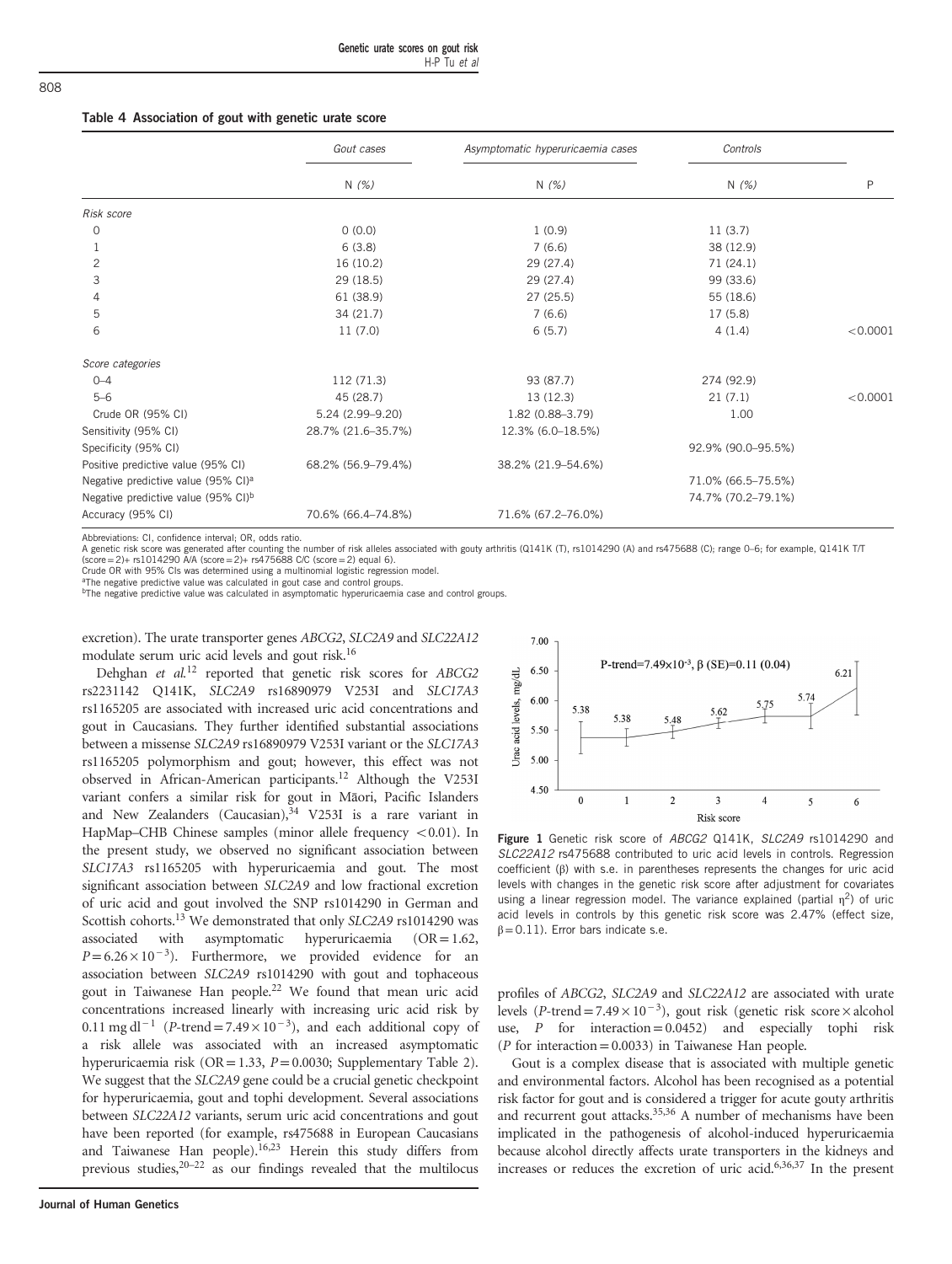**Table 4 Association of gout with genetic urate score**

| | Gout cases | Asymptomatic hyperuricaemia cases | Controls | |
|---|---|---|---|---|
| | N (%) | N (%) | N (%) | P |
| *Risk score* | | | | |
| 0 | 0 (0.0) | 1 (0.9) | 11 (3.7) | |
| 1 | 6 (3.8) | 7 (6.6) | 38 (12.9) | |
| 2 | 16 (10.2) | 29 (27.4) | 71 (24.1) | |
| 3 | 29 (18.5) | 29 (27.4) | 99 (33.6) | |
| 4 | 61 (38.9) | 27 (25.5) | 55 (18.6) | |
| 5 | 34 (21.7) | 7 (6.6) | 17 (5.8) | |
| 6 | 11 (7.0) | 6 (5.7) | 4 (1.4) | <0.0001 |
| *Score categories* | | | | |
| 0–4 | 112 (71.3) | 93 (87.7) | 274 (92.9) | |
| 5–6 | 45 (28.7) | 13 (12.3) | 21 (7.1) | <0.0001 |
| Crude OR (95% CI) | 5.24 (2.99–9.20) | 1.82 (0.88–3.79) | 1.00 | |
| Sensitivity (95% CI) | 28.7% (21.6–35.7%) | 12.3% (6.0–18.5%) | | |
| Specificity (95% CI) | | | 92.9% (90.0–95.5%) | |
| Positive predictive value (95% CI) | 68.2% (56.9–79.4%) | 38.2% (21.9–54.6%) | | |
| Negative predictive value (95% CI)[a] | | | 71.0% (66.5–75.5%) | |
| Negative predictive value (95% CI)[b] | | | 74.7% (70.2–79.1%) | |
| Accuracy (95% CI) | 70.6% (66.4–74.8%) | 71.6% (67.2–76.0%) | | |

Abbreviations: CI, confidence interval; OR, odds ratio.
A genetic risk score was generated after counting the number of risk alleles associated with gouty arthritis (Q141K (T), rs1014290 (A) and rs475688 (C); range 0–6; for example, Q141K T/T (score = 2)+ rs1014290 A/A (score = 2)+ rs475688 C/C (score = 2) equal 6).
Crude OR with 95% CIs was determined using a multinomial logistic regression model.
[a]The negative predictive value was calculated in gout case and control groups.
[b]The negative predictive value was calculated in asymptomatic hyperuricaemia case and control groups.

excretion). The urate transporter genes *ABCG2*, *SLC2A9* and *SLC22A12* modulate serum uric acid levels and gout risk.[16]

Dehghan *et al.*[12] reported that genetic risk scores for *ABCG2* rs2231142 Q141K, *SLC2A9* rs16890979 V253I and *SLC17A3* rs1165205 are associated with increased uric acid concentrations and gout in Caucasians. They further identified substantial associations between a missense *SLC2A9* rs16890979 V253I variant or the *SLC17A3* rs1165205 polymorphism and gout; however, this effect was not observed in African-American participants.[12] Although the V253I variant confers a similar risk for gout in Māori, Pacific Islanders and New Zealanders (Caucasian),[34] V253I is a rare variant in HapMap–CHB Chinese samples (minor allele frequency <0.01). In the present study, we observed no significant association between *SLC17A3* rs1165205 with hyperuricaemia and gout. The most significant association between *SLC2A9* and low fractional excretion of uric acid and gout involved the SNP rs1014290 in German and Scottish cohorts.[13] We demonstrated that only *SLC2A9* rs1014290 was associated with asymptomatic hyperuricaemia (OR = 1.62, $P = 6.26 \times 10^{-3}$). Furthermore, we provided evidence for an association between *SLC2A9* rs1014290 with gout and tophaceous gout in Taiwanese Han people.[22] We found that mean uric acid concentrations increased linearly with increasing uric acid risk by 0.11 mg $dl^{-1}$ (P-trend = $7.49 \times 10^{-3}$), and each additional copy of a risk allele was associated with an increased asymptomatic hyperuricaemia risk (OR = 1.33, P = 0.0030; Supplementary Table 2). We suggest that the *SLC2A9* gene could be a crucial genetic checkpoint for hyperuricaemia, gout and tophi development. Several associations between *SLC22A12* variants, serum uric acid concentrations and gout have been reported (for example, rs475688 in European Caucasians and Taiwanese Han people).[16,23] Herein this study differs from previous studies,[20–22] as our findings revealed that the multilocus profiles of *ABCG2*, *SLC2A9* and *SLC22A12* are associated with urate levels (P-trend = $7.49 \times 10^{-3}$), gout risk (genetic risk score × alcohol use, P for interaction = 0.0452) and especially tophi risk (P for interaction = 0.0033) in Taiwanese Han people.

**Figure 1** Genetic risk score of *ABCG2* Q141K, *SLC2A9* rs1014290 and *SLC22A12* rs475688 contributed to uric acid levels in controls. Regression coefficient (β) with s.e. in parentheses represents the changes for uric acid levels with changes in the genetic risk score after adjustment for covariates using a linear regression model. The variance explained (partial $\eta^2$) of uric acid levels in controls by this genetic risk score was 2.47% (effect size, β = 0.11). Error bars indicate s.e.

Gout is a complex disease that is associated with multiple genetic and environmental factors. Alcohol has been recognised as a potential risk factor for gout and is considered a trigger for acute gouty arthritis and recurrent gout attacks.[35,36] A number of mechanisms have been implicated in the pathogenesis of alcohol-induced hyperuricaemia because alcohol directly affects urate transporters in the kidneys and increases or reduces the excretion of uric acid.[6,36,37] In the present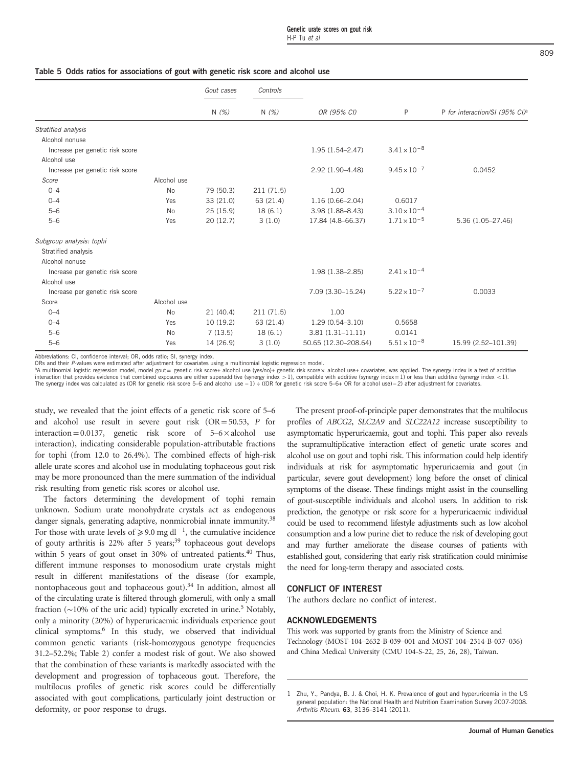**Table 5 Odds ratios for associations of gout with genetic risk score and alcohol use**

| | | Gout cases | Controls | | | |
|---|---|---|---|---|---|---|
| | | N (%) | N (%) | OR (95% CI) | P | P for interaction/SI (95% CI)[a] |
| *Stratified analysis* | | | | | | |
| Alcohol nonuse | | | | | | |
| Increase per genetic risk score | | | | 1.95 (1.54–2.47) | $3.41\times10^{-8}$ | |
| Alcohol use | | | | | | |
| Increase per genetic risk score | | | | 2.92 (1.90–4.48) | $9.45\times10^{-7}$ | 0.0452 |
| *Score* | Alcohol use | | | | | |
| 0–4 | No | 79 (50.3) | 211 (71.5) | 1.00 | | |
| 0–4 | Yes | 33 (21.0) | 63 (21.4) | 1.16 (0.66–2.04) | 0.6017 | |
| 5–6 | No | 25 (15.9) | 18 (6.1) | 3.98 (1.88–8.43) | $3.10\times10^{-4}$ | |
| 5–6 | Yes | 20 (12.7) | 3 (1.0) | 17.84 (4.8–66.37) | $1.71\times10^{-5}$ | 5.36 (1.05–27.46) |
| *Subgroup analysis: tophi* | | | | | | |
| Stratified analysis | | | | | | |
| Alcohol nonuse | | | | | | |
| Increase per genetic risk score | | | | 1.98 (1.38–2.85) | $2.41\times10^{-4}$ | |
| Alcohol use | | | | | | |
| Increase per genetic risk score | | | | 7.09 (3.30–15.24) | $5.22\times10^{-7}$ | 0.0033 |
| Score | Alcohol use | | | | | |
| 0–4 | No | 21 (40.4) | 211 (71.5) | 1.00 | | |
| 0–4 | Yes | 10 (19.2) | 63 (21.4) | 1.29 (0.54–3.10) | 0.5658 | |
| 5–6 | No | 7 (13.5) | 18 (6.1) | 3.81 (1.31–11.11) | 0.0141 | |
| 5–6 | Yes | 14 (26.9) | 3 (1.0) | 50.65 (12.30–208.64) | $5.51\times10^{-8}$ | 15.99 (2.52–101.39) |

Abbreviations: CI, confidence interval; OR, odds ratio; SI, synergy index.
ORs and their *P*-values were estimated after adjustment for covariates using a multinomial logistic regression model.
[a]A multinomial logistic regression model, model gout = genetic risk score + alcohol use (yes/no) + genetic risk score × alcohol use + covariates, was applied. The synergy index is a test of additive interaction that provides evidence that combined exposures are either superadditive (synergy index > 1), compatible with additive (synergy index = 1) or less than additive (synergy index < 1). The synergy index was calculated as (OR for genetic risk score 5–6 and alcohol use − 1) ÷ ((OR for genetic risk score 5–6 + OR for alcohol use) − 2) after adjustment for covariates.

study, we revealed that the joint effects of a genetic risk score of 5–6 and alcohol use result in severe gout risk (OR = 50.53, *P* for interaction = 0.0137, genetic risk score of 5–6 × alcohol use interaction), indicating considerable population-attributable fractions for tophi (from 12.0 to 26.4%). The combined effects of high-risk allele urate scores and alcohol use in modulating tophaceous gout risk may be more pronounced than the mere summation of the individual risk resulting from genetic risk scores or alcohol use.

The factors determining the development of tophi remain unknown. Sodium urate monohydrate crystals act as endogenous danger signals, generating adaptive, nonmicrobial innate immunity.[38] For those with urate levels of $\geqslant 9.0\ \mathrm{mg\ dl^{-1}}$, the cumulative incidence of gouty arthritis is 22% after 5 years;[39] tophaceous gout develops within 5 years of gout onset in 30% of untreated patients.[40] Thus, different immune responses to monosodium urate crystals might result in different manifestations of the disease (for example, nontophaceous gout and tophaceous gout).[34] In addition, almost all of the circulating urate is filtered through glomeruli, with only a small fraction (~10% of the uric acid) typically excreted in urine.[5] Notably, only a minority (20%) of hyperuricaemic individuals experience gout clinical symptoms.[6] In this study, we observed that individual common genetic variants (risk-homozygous genotype frequencies 31.2–52.2%; Table 2) confer a modest risk of gout. We also showed that the combination of these variants is markedly associated with the development and progression of tophaceous gout. Therefore, the multilocus profiles of genetic risk scores could be differentially associated with gout complications, particularly joint destruction or deformity, or poor response to drugs.

The present proof-of-principle paper demonstrates that the multilocus profiles of *ABCG2*, *SLC2A9* and *SLC22A12* increase susceptibility to asymptomatic hyperuricaemia, gout and tophi. This paper also reveals the supramultiplicative interaction effect of genetic urate scores and alcohol use on gout and tophi risk. This information could help identify individuals at risk for asymptomatic hyperuricaemia and gout (in particular, severe gout development) long before the onset of clinical symptoms of the disease. These findings might assist in the counselling of gout-susceptible individuals and alcohol users. In addition to risk prediction, the genotype or risk score for a hyperuricaemic individual could be used to recommend lifestyle adjustments such as low alcohol consumption and a low purine diet to reduce the risk of developing gout and may further ameliorate the disease courses of patients with established gout, considering that early risk stratification could minimise the need for long-term therapy and associated costs.

## CONFLICT OF INTEREST

The authors declare no conflict of interest.

## ACKNOWLEDGEMENTS

This work was supported by grants from the Ministry of Science and Technology (MOST-104–2632-B-039–001 and MOST 104–2314-B-037–036) and China Medical University (CMU 104-S-22, 25, 26, 28), Taiwan.

1 Zhu, Y., Pandya, B. J. & Choi, H. K. Prevalence of gout and hyperuricemia in the US general population: the National Health and Nutrition Examination Survey 2007-2008. *Arthritis Rheum.* **63**, 3136–3141 (2011).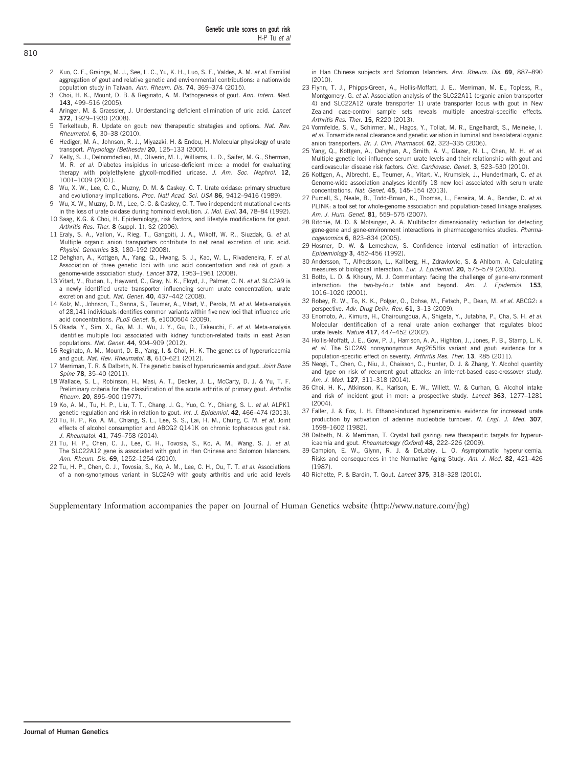2 Kuo, C. F., Grainge, M. J., See, L. C., Yu, K. H., Luo, S. F., Valdes, A. M. *et al.* Familial aggregation of gout and relative genetic and environmental contributions: a nationwide population study in Taiwan. *Ann. Rheum. Dis.* **74**, 369–374 (2015).

3 Choi, H. K., Mount, D. B. & Reginato, A. M. Pathogenesis of gout. *Ann. Intern. Med.* **143**, 499–516 (2005).

4 Aringer, M. & Graessler, J. Understanding deficient elimination of uric acid. *Lancet* **372**, 1929–1930 (2008).

5 Terkeltaub, R. Update on gout: new therapeutic strategies and options. *Nat. Rev. Rheumatol.* **6**, 30–38 (2010).

6 Hediger, M. A., Johnson, R. J., Miyazaki, H. & Endou, H. Molecular physiology of urate transport. *Physiology (Bethesda)* **20**, 125–133 (2005).

7 Kelly, S. J., Delnomdedieu, M., Oliverio, M. I., Williams, L. D., Saifer, M. G., Sherman, M. R. *et al.* Diabetes insipidus in uricase-deficient mice: a model for evaluating therapy with poly(ethylene glycol)-modified uricase. *J. Am. Soc. Nephrol.* **12**, 1001–1009 (2001).

8 Wu, X. W., Lee, C. C., Muzny, D. M. & Caskey, C. T. Urate oxidase: primary structure and evolutionary implications. *Proc. Natl Acad. Sci. USA* **86**, 9412–9416 (1989).

9 Wu, X. W., Muzny, D. M., Lee, C. C. & Caskey, C. T. Two independent mutational events in the loss of urate oxidase during hominoid evolution. *J. Mol. Evol.* **34**, 78–84 (1992).

10 Saag, K.G. & Choi, H. Epidemiology, risk factors, and lifestyle modifications for gout. *Arthritis Res. Ther.* **8** (suppl. 1), S2 (2006).

11 Eraly, S. A., Vallon, V., Rieg, T., Gangoiti, J. A., Wikoff, W. R., Siuzdak, G. *et al.* Multiple organic anion transporters contribute to net renal excretion of uric acid. *Physiol. Genomics* **33**, 180–192 (2008).

12 Dehghan, A., Kottgen, A., Yang, Q., Hwang, S. J., Kao, W. L., Rivadeneira, F. *et al.* Association of three genetic loci with uric acid concentration and risk of gout: a genome-wide association study. *Lancet* **372**, 1953–1961 (2008).

13 Vitart, V., Rudan, I., Hayward, C., Gray, N. K., Floyd, J., Palmer, C. N. *et al.* SLC2A9 is a newly identified urate transporter influencing serum urate concentration, urate excretion and gout. *Nat. Genet.* **40**, 437–442 (2008).

14 Kolz, M., Johnson, T., Sanna, S., Teumer, A., Vitart, V., Perola, M. *et al.* Meta-analysis of 28,141 individuals identifies common variants within five new loci that influence uric acid concentrations. *PLoS Genet.* **5**, e1000504 (2009).

15 Okada, Y., Sim, X., Go, M. J., Wu, J. Y., Gu, D., Takeuchi, F. *et al.* Meta-analysis identifies multiple loci associated with kidney function-related traits in east Asian populations. *Nat. Genet.* **44**, 904–909 (2012).

16 Reginato, A. M., Mount, D. B., Yang, I. & Choi, H. K. The genetics of hyperuricaemia and gout. *Nat. Rev. Rheumatol.* **8**, 610–621 (2012).

17 Merriman, T. R. & Dalbeth, N. The genetic basis of hyperuricaemia and gout. *Joint Bone Spine* **78**, 35–40 (2011).

18 Wallace, S. L., Robinson, H., Masi, A. T., Decker, J. L., McCarty, D. J. & Yu, T. F. Preliminary criteria for the classification of the acute arthritis of primary gout. *Arthritis Rheum.* **20**, 895–900 (1977).

19 Ko, A. M., Tu, H. P., Liu, T. T., Chang, J. G., Yuo, C. Y., Chiang, S. L. *et al.* ALPK1 genetic regulation and risk in relation to gout. *Int. J. Epidemiol.* **42**, 466–474 (2013).

20 Tu, H. P., Ko, A. M., Chiang, S. L., Lee, S. S., Lai, H. M., Chung, C. M. *et al.* Joint effects of alcohol consumption and ABCG2 Q141K on chronic tophaceous gout risk. *J. Rheumatol.* **41**, 749–758 (2014).

21 Tu, H. P., Chen, C. J., Lee, C. H., Tovosia, S., Ko, A. M., Wang, S. J. *et al.* The SLC22A12 gene is associated with gout in Han Chinese and Solomon Islanders. *Ann. Rheum. Dis.* **69**, 1252–1254 (2010).

22 Tu, H. P., Chen, C. J., Tovosia, S., Ko, A. M., Lee, C. H., Ou, T. T. *et al.* Associations of a non-synonymous variant in SLC2A9 with gouty arthritis and uric acid levels in Han Chinese subjects and Solomon Islanders. *Ann. Rheum. Dis.* **69**, 887–890 (2010).

23 Flynn, T. J., Phipps-Green, A., Hollis-Moffatt, J. E., Merriman, M. E., Topless, R., Montgomery, G. *et al.* Association analysis of the SLC22A11 (organic anion transporter 4) and SLC22A12 (urate transporter 1) urate transporter locus with gout in New Zealand case-control sample sets reveals multiple ancestral-specific effects. *Arthritis Res. Ther.* **15**, R220 (2013).

24 Vormfelde, S. V., Schirmer, M., Hagos, Y., Toliat, M. R., Engelhardt, S., Meineke, I. *et al.* Torsemide renal clearance and genetic variation in luminal and basolateral organic anion transporters. *Br. J. Clin. Pharmacol.* **62**, 323–335 (2006).

25 Yang, Q., Kottgen, A., Dehghan, A., Smith, A. V., Glazer, N. L., Chen, M. H. *et al.* Multiple genetic loci influence serum urate levels and their relationship with gout and cardiovascular disease risk factors. *Circ. Cardiovasc. Genet.* **3**, 523–530 (2010).

26 Kottgen, A., Albrecht, E., Teumer, A., Vitart, V., Krumsiek, J., Hundertmark, C. *et al.* Genome-wide association analyses identify 18 new loci associated with serum urate concentrations. *Nat. Genet.* **45**, 145–154 (2013).

27 Purcell, S., Neale, B., Todd-Brown, K., Thomas, L., Ferreira, M. A., Bender, D. *et al.* PLINK: a tool set for whole-genome association and population-based linkage analyses. *Am. J. Hum. Genet.* **81**, 559–575 (2007).

28 Ritchie, M. D. & Motsinger, A. A. Multifactor dimensionality reduction for detecting gene-gene and gene-environment interactions in pharmacogenomics studies. *Pharmacogenomics* **6**, 823–834 (2005).

29 Hosmer, D. W. & Lemeshow, S. Confidence interval estimation of interaction. *Epidemiology* **3**, 452–456 (1992).

30 Andersson, T., Alfredsson, L., Kallberg, H., Zdravkovic, S. & Ahlbom, A. Calculating measures of biological interaction. *Eur. J. Epidemiol.* **20**, 575–579 (2005).

31 Botto, L. D. & Khoury, M. J. Commentary: facing the challenge of gene-environment interaction: the two-by-four table and beyond. *Am. J. Epidemiol.* **153**, 1016–1020 (2001).

32 Robey, R. W., To, K. K., Polgar, O., Dohse, M., Fetsch, P., Dean, M. *et al.* ABCG2: a perspective. *Adv. Drug Deliv. Rev.* **61**, 3–13 (2009).

33 Enomoto, A., Kimura, H., Chairoungdua, A., Shigeta, Y., Jutabha, P., Cha, S. H. *et al.* Molecular identification of a renal urate anion exchanger that regulates blood urate levels. *Nature* **417**, 447–452 (2002).

34 Hollis-Moffatt, J. E., Gow, P. J., Harrison, A. A., Highton, J., Jones, P. B., Stamp, L. K. *et al.* The SLC2A9 nonsynonymous Arg265His variant and gout: evidence for a population-specific effect on severity. *Arthritis Res. Ther.* **13**, R85 (2011).

35 Neogi, T., Chen, C., Niu, J., Chaisson, C., Hunter, D. J. & Zhang, Y. Alcohol quantity and type on risk of recurrent gout attacks: an internet-based case-crossover study. *Am. J. Med.* **127**, 311–318 (2014).

36 Choi, H. K., Atkinson, K., Karlson, E. W., Willett, W. & Curhan, G. Alcohol intake and risk of incident gout in men: a prospective study. *Lancet* **363**, 1277–1281 (2004).

37 Faller, J. & Fox, I. H. Ethanol-induced hyperuricemia: evidence for increased urate production by activation of adenine nucleotide turnover. *N. Engl. J. Med.* **307**, 1598–1602 (1982).

38 Dalbeth, N. & Merriman, T. Crystal ball gazing: new therapeutic targets for hyperuricaemia and gout. *Rheumatology (Oxford)* **48**, 222–226 (2009).

39 Campion, E. W., Glynn, R. J. & DeLabry, L. O. Asymptomatic hyperuricemia. Risks and consequences in the Normative Aging Study. *Am. J. Med.* **82**, 421–426 (1987).

40 Richette, P. & Bardin, T. Gout. *Lancet* **375**, 318–328 (2010).

Supplementary Information accompanies the paper on Journal of Human Genetics website (http://www.nature.com/jhg)